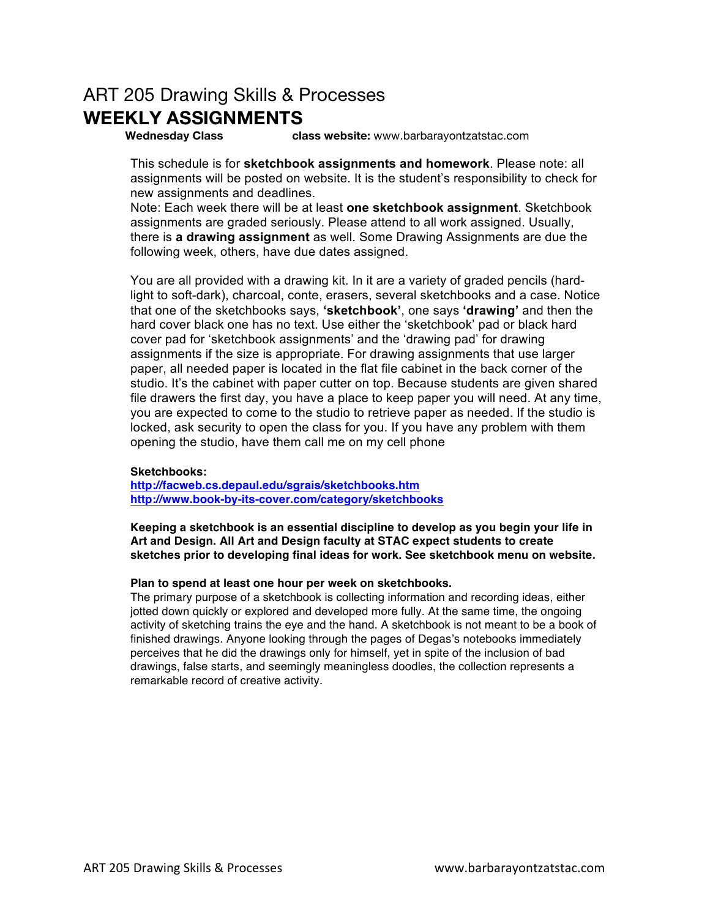# ART 205 Drawing Skills & Processes

## WEEKLY ASSIGNMENTS

**Wednesday Class** **class website:** www.barbarayontzatstac.com

This schedule is for **sketchbook assignments and homework**. Please note: all assignments will be posted on website. It is the student's responsibility to check for new assignments and deadlines.
Note: Each week there will be at least **one sketchbook assignment**. Sketchbook assignments are graded seriously. Please attend to all work assigned. Usually, there is **a drawing assignment** as well. Some Drawing Assignments are due the following week, others, have due dates assigned.

You are all provided with a drawing kit. In it are a variety of graded pencils (hard-light to soft-dark), charcoal, conte, erasers, several sketchbooks and a case. Notice that one of the sketchbooks says, **'sketchbook'**, one says **'drawing'** and then the hard cover black one has no text. Use either the 'sketchbook' pad or black hard cover pad for 'sketchbook assignments' and the 'drawing pad' for drawing assignments if the size is appropriate. For drawing assignments that use larger paper, all needed paper is located in the flat file cabinet in the back corner of the studio. It's the cabinet with paper cutter on top. Because students are given shared file drawers the first day, you have a place to keep paper you will need. At any time, you are expected to come to the studio to retrieve paper as needed. If the studio is locked, ask security to open the class for you. If you have any problem with them opening the studio, have them call me on my cell phone

**Sketchbooks:**
**http://facweb.cs.depaul.edu/sgrais/sketchbooks.htm**
**http://www.book-by-its-cover.com/category/sketchbooks**

**Keeping a sketchbook is an essential discipline to develop as you begin your life in Art and Design. All Art and Design faculty at STAC expect students to create sketches prior to developing final ideas for work. See sketchbook menu on website.**

**Plan to spend at least one hour per week on sketchbooks.**
The primary purpose of a sketchbook is collecting information and recording ideas, either jotted down quickly or explored and developed more fully. At the same time, the ongoing activity of sketching trains the eye and the hand. A sketchbook is not meant to be a book of finished drawings. Anyone looking through the pages of Degas's notebooks immediately perceives that he did the drawings only for himself, yet in spite of the inclusion of bad drawings, false starts, and seemingly meaningless doodles, the collection represents a remarkable record of creative activity.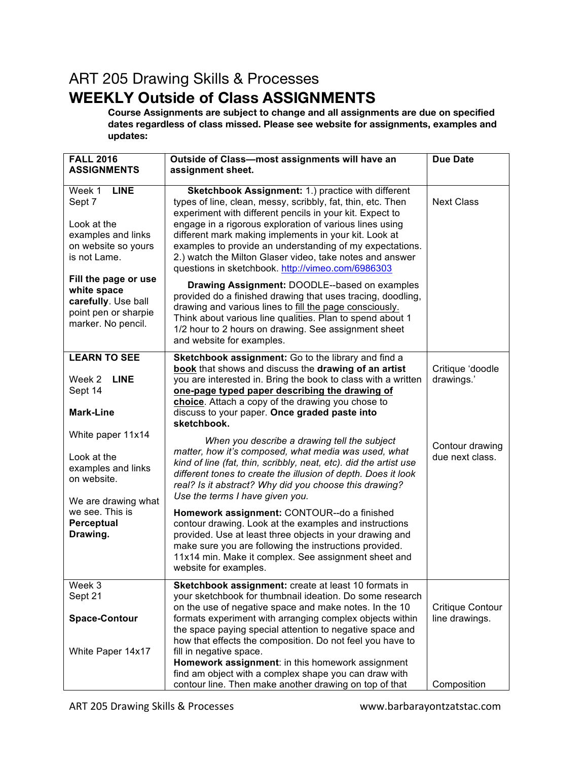# ART 205 Drawing Skills & Processes

## WEEKLY Outside of Class ASSIGNMENTS

**Course Assignments are subject to change and all assignments are due on specified dates regardless of class missed. Please see website for assignments, examples and updates:**

| **FALL 2016 ASSIGNMENTS** | **Outside of Class—most assignments will have an assignment sheet.** | **Due Date** |
|---|---|---|
| Week 1 **LINE**<br>Sept 7<br><br>Look at the examples and links on website so yours is not Lame.<br><br>**Fill the page or use white space carefully**. Use ball point pen or sharpie marker. No pencil. | **Sketchbook Assignment:** 1.) practice with different types of line, clean, messy, scribbly, fat, thin, etc. Then experiment with different pencils in your kit. Expect to engage in a rigorous exploration of various lines using different mark making implements in your kit. Look at examples to provide an understanding of my expectations. 2.) watch the Milton Glaser video, take notes and answer questions in sketchbook. http://vimeo.com/6986303<br><br>**Drawing Assignment:** DOODLE--based on examples provided do a finished drawing that uses tracing, doodling, drawing and various lines to <u>fill the page consciously.</u> Think about various line qualities. Plan to spend about 1 1/2 hour to 2 hours on drawing. See assignment sheet and website for examples. | Next Class |
| **LEARN TO SEE**<br><br>Week 2 **LINE**<br>Sept 14<br><br>**Mark-Line**<br><br>White paper 11x14<br><br>Look at the examples and links on website.<br><br>We are drawing what we see. This is **Perceptual Drawing.** | **Sketchbook assignment:** Go to the library and find a **<u>book</u>** that shows and discuss the **drawing of an artist** you are interested in. Bring the book to class with a written **<u>one-page typed paper describing the drawing of choice</u>**. Attach a copy of the drawing you chose to discuss to your paper. **Once graded paste into sketchbook.**<br><br>*When you describe a drawing tell the subject matter, how it's composed, what media was used, what kind of line (fat, thin, scribbly, neat, etc). did the artist use different tones to create the illusion of depth. Does it look real? Is it abstract? Why did you choose this drawing? Use the terms I have given you.*<br><br>**Homework assignment:** CONTOUR--do a finished contour drawing. Look at the examples and instructions provided. Use at least three objects in your drawing and make sure you are following the instructions provided. 11x14 min. Make it complex. See assignment sheet and website for examples. | Critique 'doodle drawings.'<br><br>Contour drawing due next class. |
| Week 3<br>Sept 21<br><br>**Space-Contour**<br><br>White Paper 14x17 | **Sketchbook assignment:** create at least 10 formats in your sketchbook for thumbnail ideation. Do some research on the use of negative space and make notes. In the 10 formats experiment with arranging complex objects within the space paying special attention to negative space and how that effects the composition. Do not feel you have to fill in negative space.<br>**Homework assignment**: in this homework assignment find am object with a complex shape you can draw with contour line. Then make another drawing on top of that | Critique Contour line drawings.<br><br>Composition |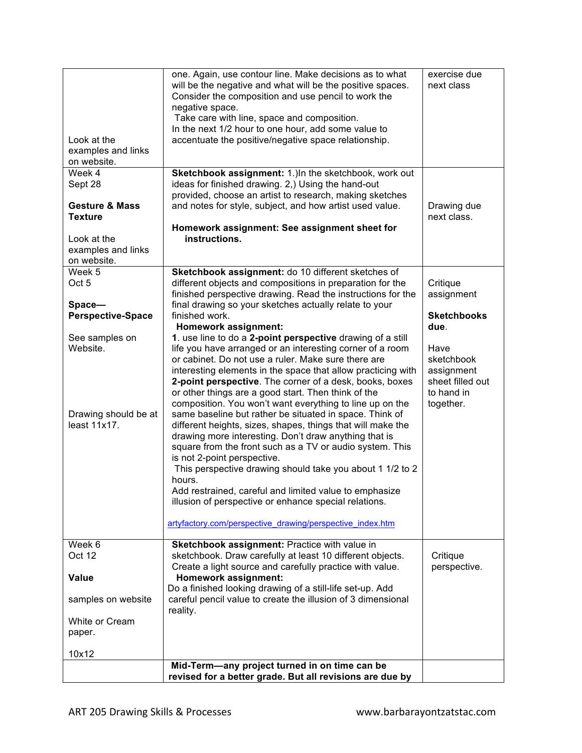| | | |
|---|---|---|
| Look at the examples and links on website. | one. Again, use contour line. Make decisions as to what will be the negative and what will be the positive spaces. Consider the composition and use pencil to work the negative space.<br>Take care with line, space and composition.<br>In the next 1/2 hour to one hour, add some value to accentuate the positive/negative space relationship. | exercise due next class |
| Week 4<br>Sept 28<br><br>**Gesture & Mass**<br>**Texture**<br><br>Look at the examples and links on website. | **Sketchbook assignment:** 1.)In the sketchbook, work out ideas for finished drawing. 2,) Using the hand-out provided, choose an artist to research, making sketches and notes for style, subject, and how artist used value.<br><br>**Homework assignment: See assignment sheet for instructions.** | Drawing due next class. |
| Week 5<br>Oct 5<br><br>**Space—Perspective-Space**<br><br>See samples on Website.<br><br>Drawing should be at least 11x17. | **Sketchbook assignment:** do 10 different sketches of different objects and compositions in preparation for the finished perspective drawing. Read the instructions for the final drawing so your sketches actually relate to your finished work.<br>**Homework assignment:**<br>**1**. use line to do a **2-point perspective** drawing of a still life you have arranged or an interesting corner of a room or cabinet. Do not use a ruler. Make sure there are interesting elements in the space that allow practicing with **2-point perspective**. The corner of a desk, books, boxes or other things are a good start. Then think of the composition. You won't want everything to line up on the same baseline but rather be situated in space. Think of different heights, sizes, shapes, things that will make the drawing more interesting. Don't draw anything that is square from the front such as a TV or audio system. This is not 2-point perspective.<br>This perspective drawing should take you about 1 1/2 to 2 hours.<br>Add restrained, careful and limited value to emphasize illusion of perspective or enhance special relations.<br><br>artyfactory.com/perspective_drawing/perspective_index.htm | Critique assignment<br><br>**Sketchbooks due**.<br><br>Have sketchbook assignment sheet filled out to hand in together. |
| Week 6<br>Oct 12<br><br>**Value**<br><br>samples on website<br><br>White or Cream paper.<br><br>10x12 | **Sketchbook assignment:** Practice with value in sketchbook. Draw carefully at least 10 different objects. Create a light source and carefully practice with value.<br>**Homework assignment:**<br>Do a finished looking drawing of a still-life set-up. Add careful pencil value to create the illusion of 3 dimensional reality. | Critique perspective. |
| | **Mid-Term—any project turned in on time can be revised for a better grade. But all revisions are due by** | |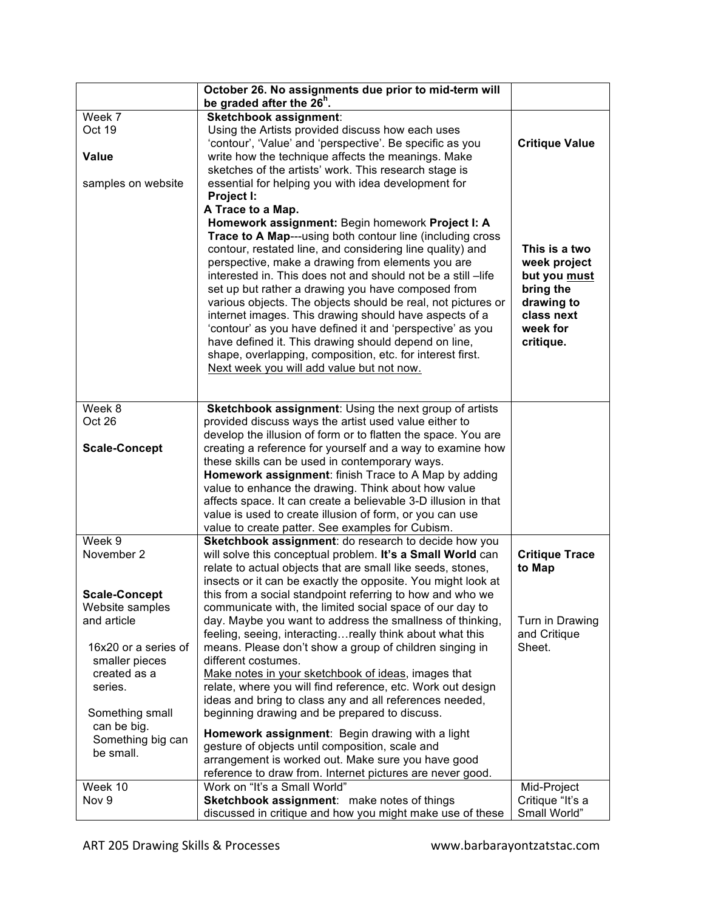| | | |
|---|---|---|
| | **October 26. No assignments due prior to mid-term will be graded after the 26h.** | |
| Week 7<br>Oct 19<br><br>**Value**<br><br>samples on website | **Sketchbook assignment**:<br>Using the Artists provided discuss how each uses 'contour', 'Value' and 'perspective'. Be specific as you write how the technique affects the meanings. Make sketches of the artists' work. This research stage is essential for helping you with idea development for **Project I: A Trace to a Map.**<br>**Homework assignment:** Begin homework **Project I: A Trace to A Map**---using both contour line (including cross contour, restated line, and considering line quality) and perspective, make a drawing from elements you are interested in. This does not and should not be a still –life set up but rather a drawing you have composed from various objects. The objects should be real, not pictures or internet images. This drawing should have aspects of a 'contour' as you have defined it and 'perspective' as you have defined it. This drawing should depend on line, shape, overlapping, composition, etc. for interest first. Next week you will add value but not now. | **Critique Value**<br><br>**This is a two week project but you must bring the drawing to class next week for critique.** |
| Week 8<br>Oct 26<br><br>**Scale-Concept** | **Sketchbook assignment**: Using the next group of artists provided discuss ways the artist used value either to develop the illusion of form or to flatten the space. You are creating a reference for yourself and a way to examine how these skills can be used in contemporary ways.<br>**Homework assignment**: finish Trace to A Map by adding value to enhance the drawing. Think about how value affects space. It can create a believable 3-D illusion in that value is used to create illusion of form, or you can use value to create patter. See examples for Cubism. | |
| Week 9<br>November 2<br><br>**Scale-Concept**<br>Website samples and article<br><br>16x20 or a series of smaller pieces created as a series.<br><br>Something small can be big. Something big can be small. | **Sketchbook assignment**: do research to decide how you will solve this conceptual problem. **It's a Small World** can relate to actual objects that are small like seeds, stones, insects or it can be exactly the opposite. You might look at this from a social standpoint referring to how and who we communicate with, the limited social space of our day to day. Maybe you want to address the smallness of thinking, feeling, seeing, interacting…really think about what this means. Please don't show a group of children singing in different costumes.<br>Make notes in your sketchbook of ideas, images that relate, where you will find reference, etc. Work out design ideas and bring to class any and all references needed, beginning drawing and be prepared to discuss.<br>**Homework assignment**: Begin drawing with a light gesture of objects until composition, scale and arrangement is worked out. Make sure you have good reference to draw from. Internet pictures are never good. | **Critique Trace to Map**<br><br>Turn in Drawing and Critique Sheet. |
| Week 10<br>Nov 9 | Work on "It's a Small World"<br>**Sketchbook assignment**: make notes of things discussed in critique and how you might make use of these | Mid-Project Critique "It's a Small World" |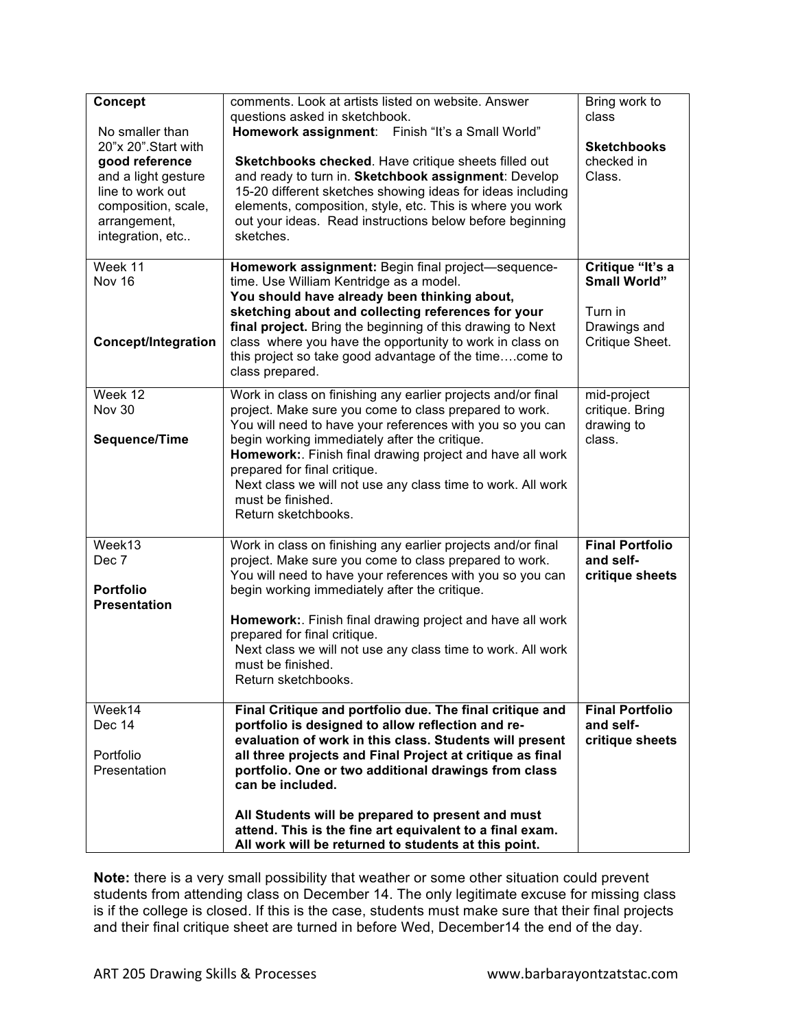| | | |
|---|---|---|
| **Concept**<br><br>No smaller than 20"x 20".Start with **good reference** and a light gesture line to work out composition, scale, arrangement, integration, etc.. | comments. Look at artists listed on website. Answer questions asked in sketchbook.<br>**Homework assignment**: Finish "It's a Small World"<br><br>**Sketchbooks checked**. Have critique sheets filled out and ready to turn in. **Sketchbook assignment**: Develop 15-20 different sketches showing ideas for ideas including elements, composition, style, etc. This is where you work out your ideas. Read instructions below before beginning sketches. | Bring work to class<br><br>**Sketchbooks** checked in Class. |
| Week 11<br>Nov 16<br><br>**Concept/Integration** | **Homework assignment:** Begin final project—sequence-time. Use William Kentridge as a model.<br>**You should have already been thinking about, sketching about and collecting references for your final project.** Bring the beginning of this drawing to Next class where you have the opportunity to work in class on this project so take good advantage of the time….come to class prepared. | **Critique "It's a Small World"**<br><br>Turn in Drawings and Critique Sheet. |
| Week 12<br>Nov 30<br><br>**Sequence/Time** | Work in class on finishing any earlier projects and/or final project. Make sure you come to class prepared to work. You will need to have your references with you so you can begin working immediately after the critique.<br>**Homework:**. Finish final drawing project and have all work prepared for final critique.<br>Next class we will not use any class time to work. All work must be finished.<br>Return sketchbooks. | mid-project critique. Bring drawing to class. |
| Week13<br>Dec 7<br><br>**Portfolio Presentation** | Work in class on finishing any earlier projects and/or final project. Make sure you come to class prepared to work. You will need to have your references with you so you can begin working immediately after the critique.<br><br>**Homework:**. Finish final drawing project and have all work prepared for final critique.<br>Next class we will not use any class time to work. All work must be finished.<br>Return sketchbooks. | **Final Portfolio and self-critique sheets** |
| Week14<br>Dec 14<br><br>Portfolio Presentation | **Final Critique and portfolio due. The final critique and portfolio is designed to allow reflection and re-evaluation of work in this class. Students will present all three projects and Final Project at critique as final portfolio. One or two additional drawings from class can be included.**<br><br>**All Students will be prepared to present and must attend. This is the fine art equivalent to a final exam. All work will be returned to students at this point.** | **Final Portfolio and self-critique sheets** |

**Note:** there is a very small possibility that weather or some other situation could prevent students from attending class on December 14. The only legitimate excuse for missing class is if the college is closed. If this is the case, students must make sure that their final projects and their final critique sheet are turned in before Wed, December14 the end of the day.